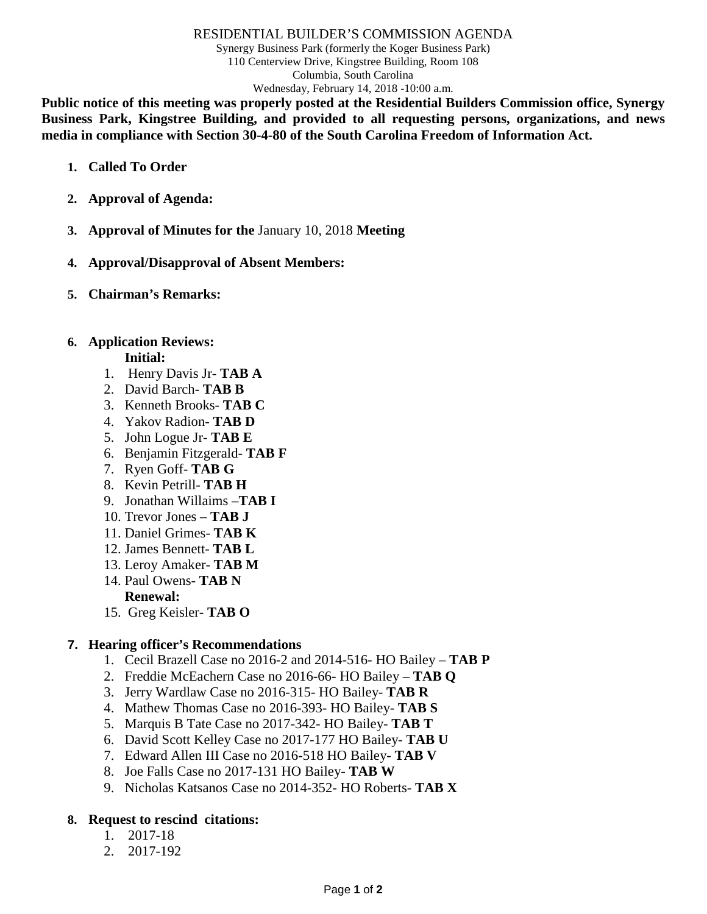# RESIDENTIAL BUILDER'S COMMISSION AGENDA

Synergy Business Park (formerly the Koger Business Park)
110 Centerview Drive, Kingstree Building, Room 108
Columbia, South Carolina
Wednesday, February 14, 2018 -10:00 a.m.

**Public notice of this meeting was properly posted at the Residential Builders Commission office, Synergy Business Park, Kingstree Building, and provided to all requesting persons, organizations, and news media in compliance with Section 30-4-80 of the South Carolina Freedom of Information Act.**

1. **Called To Order**

2. **Approval of Agenda:**

3. **Approval of Minutes for the** January 10, 2018 **Meeting**

4. **Approval/Disapproval of Absent Members:**

5. **Chairman's Remarks:**

6. **Application Reviews:**

   **Initial:**

   1. Henry Davis Jr- **TAB A**
   2. David Barch- **TAB B**
   3. Kenneth Brooks- **TAB C**
   4. Yakov Radion- **TAB D**
   5. John Logue Jr- **TAB E**
   6. Benjamin Fitzgerald- **TAB F**
   7. Ryen Goff- **TAB G**
   8. Kevin Petrill- **TAB H**
   9. Jonathan Willaims –**TAB I**
   10. Trevor Jones – **TAB J**
   11. Daniel Grimes- **TAB K**
   12. James Bennett- **TAB L**
   13. Leroy Amaker- **TAB M**
   14. Paul Owens- **TAB N**

   **Renewal:**

   15. Greg Keisler- **TAB O**

7. **Hearing officer's Recommendations**
   1. Cecil Brazell Case no 2016-2 and 2014-516- HO Bailey – **TAB P**
   2. Freddie McEachern Case no 2016-66- HO Bailey – **TAB Q**
   3. Jerry Wardlaw Case no 2016-315- HO Bailey- **TAB R**
   4. Mathew Thomas Case no 2016-393- HO Bailey- **TAB S**
   5. Marquis B Tate Case no 2017-342- HO Bailey- **TAB T**
   6. David Scott Kelley Case no 2017-177 HO Bailey- **TAB U**
   7. Edward Allen III Case no 2016-518 HO Bailey- **TAB V**
   8. Joe Falls Case no 2017-131 HO Bailey- **TAB W**
   9. Nicholas Katsanos Case no 2014-352- HO Roberts- **TAB X**

8. **Request to rescind citations:**
   1. 2017-18
   2. 2017-192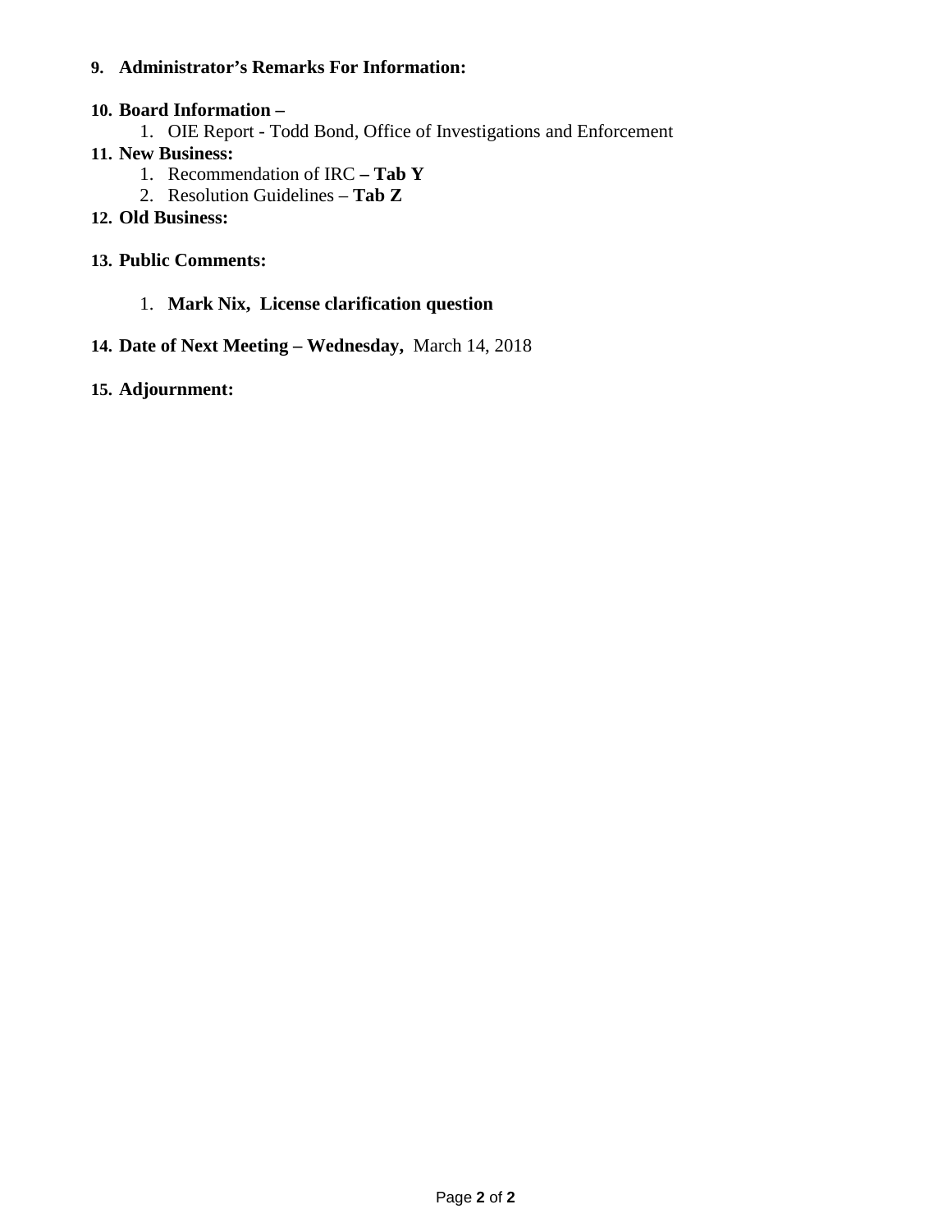9. **Administrator's Remarks For Information:**

10. **Board Information –**
    1. OIE Report - Todd Bond, Office of Investigations and Enforcement

11. **New Business:**
    1. Recommendation of IRC **– Tab Y**
    2. Resolution Guidelines – **Tab Z**

12. **Old Business:**

13. **Public Comments:**
    1. **Mark Nix, License clarification question**

14. **Date of Next Meeting – Wednesday,** March 14, 2018

15. **Adjournment:**